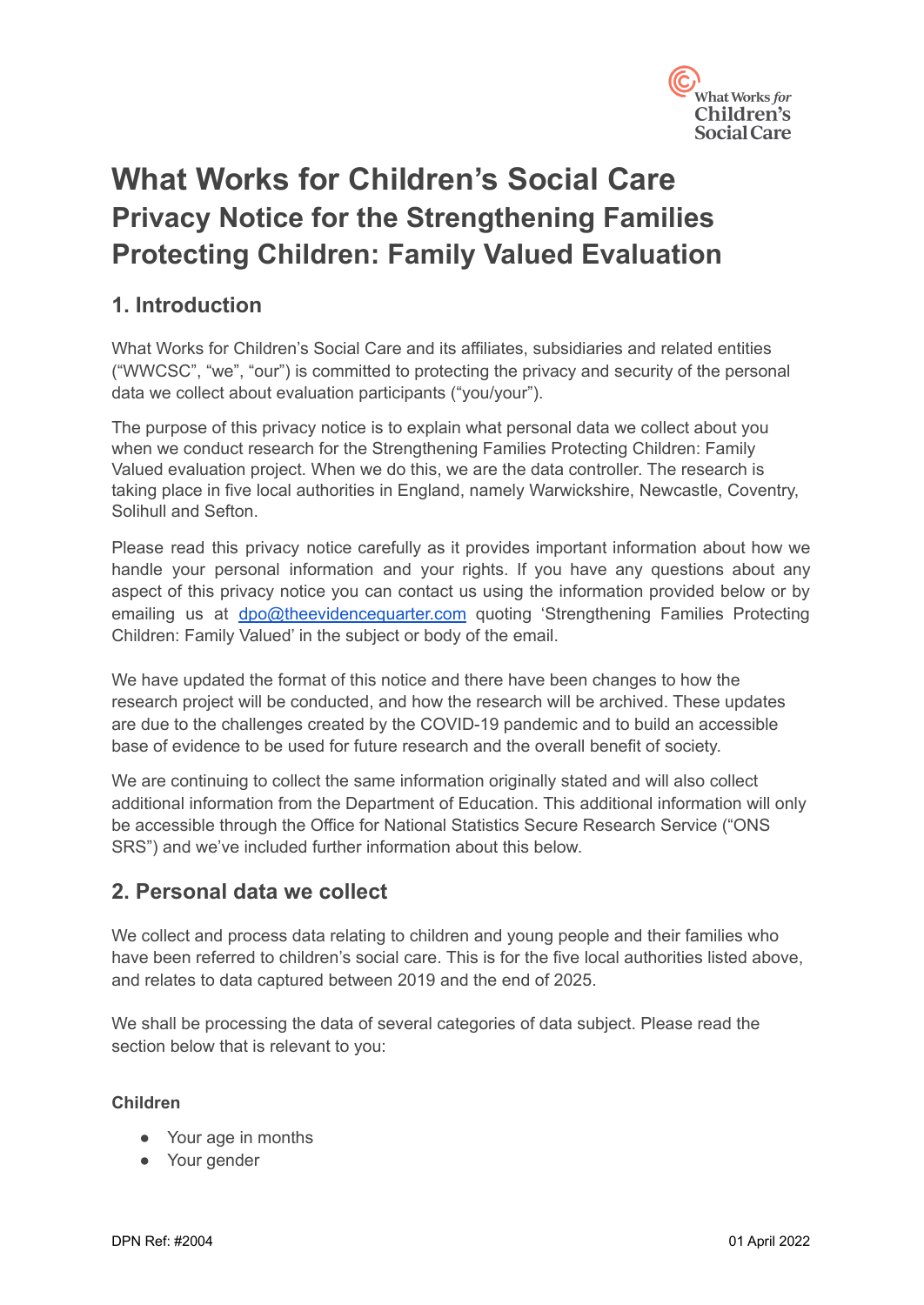# What Works for Children's Social Care

## Privacy Notice for the Strengthening Families Protecting Children: Family Valued Evaluation

## 1. Introduction

What Works for Children's Social Care and its affiliates, subsidiaries and related entities ("WWCSC", "we", "our") is committed to protecting the privacy and security of the personal data we collect about evaluation participants ("you/your").

The purpose of this privacy notice is to explain what personal data we collect about you when we conduct research for the Strengthening Families Protecting Children: Family Valued evaluation project. When we do this, we are the data controller. The research is taking place in five local authorities in England, namely Warwickshire, Newcastle, Coventry, Solihull and Sefton.

Please read this privacy notice carefully as it provides important information about how we handle your personal information and your rights. If you have any questions about any aspect of this privacy notice you can contact us using the information provided below or by emailing us at dpo@theevidencequarter.com quoting 'Strengthening Families Protecting Children: Family Valued' in the subject or body of the email.

We have updated the format of this notice and there have been changes to how the research project will be conducted, and how the research will be archived. These updates are due to the challenges created by the COVID-19 pandemic and to build an accessible base of evidence to be used for future research and the overall benefit of society.

We are continuing to collect the same information originally stated and will also collect additional information from the Department of Education. This additional information will only be accessible through the Office for National Statistics Secure Research Service ("ONS SRS") and we've included further information about this below.

## 2. Personal data we collect

We collect and process data relating to children and young people and their families who have been referred to children's social care. This is for the five local authorities listed above, and relates to data captured between 2019 and the end of 2025.

We shall be processing the data of several categories of data subject. Please read the section below that is relevant to you:

**Children**

- Your age in months
- Your gender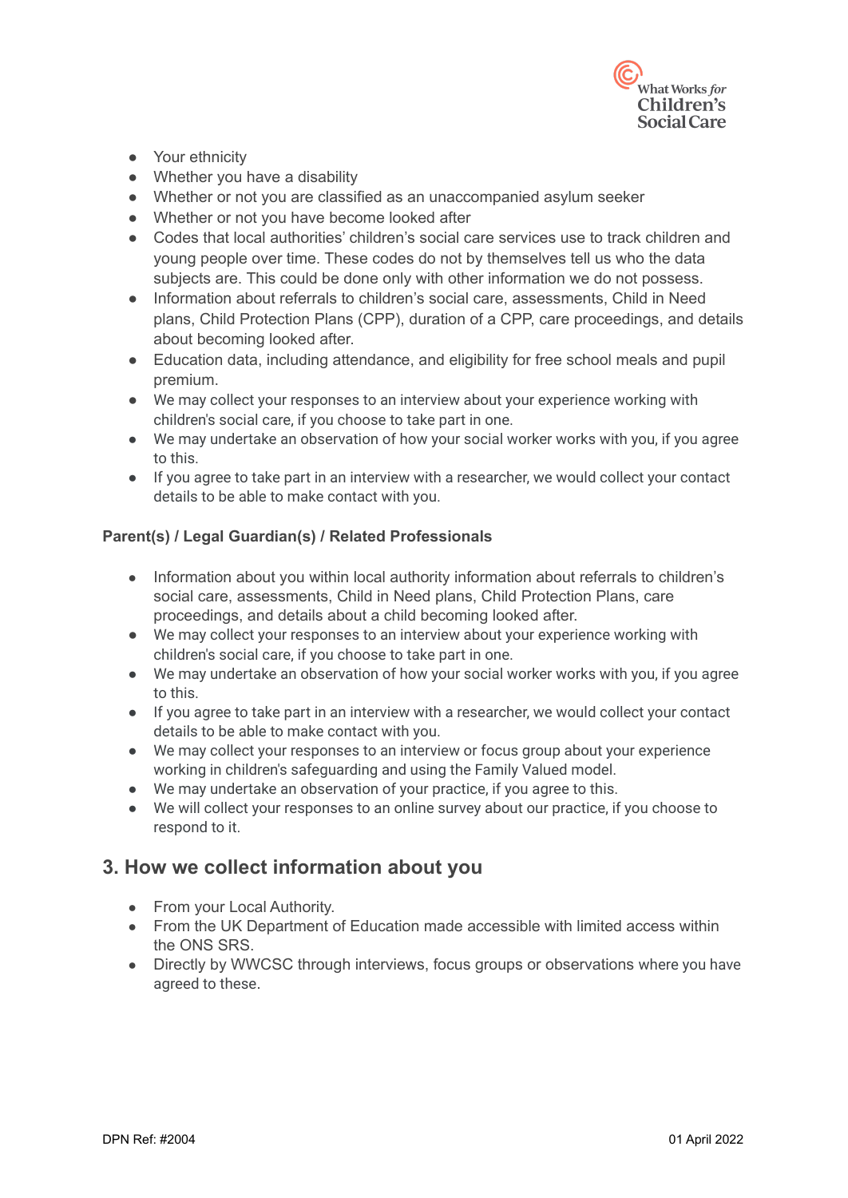- Your ethnicity
- Whether you have a disability
- Whether or not you are classified as an unaccompanied asylum seeker
- Whether or not you have become looked after
- Codes that local authorities' children's social care services use to track children and young people over time. These codes do not by themselves tell us who the data subjects are. This could be done only with other information we do not possess.
- Information about referrals to children's social care, assessments, Child in Need plans, Child Protection Plans (CPP), duration of a CPP, care proceedings, and details about becoming looked after.
- Education data, including attendance, and eligibility for free school meals and pupil premium.
- We may collect your responses to an interview about your experience working with children's social care, if you choose to take part in one.
- We may undertake an observation of how your social worker works with you, if you agree to this.
- If you agree to take part in an interview with a researcher, we would collect your contact details to be able to make contact with you.

**Parent(s) / Legal Guardian(s) / Related Professionals**

- Information about you within local authority information about referrals to children's social care, assessments, Child in Need plans, Child Protection Plans, care proceedings, and details about a child becoming looked after.
- We may collect your responses to an interview about your experience working with children's social care, if you choose to take part in one.
- We may undertake an observation of how your social worker works with you, if you agree to this.
- If you agree to take part in an interview with a researcher, we would collect your contact details to be able to make contact with you.
- We may collect your responses to an interview or focus group about your experience working in children's safeguarding and using the Family Valued model.
- We may undertake an observation of your practice, if you agree to this.
- We will collect your responses to an online survey about our practice, if you choose to respond to it.

## 3. How we collect information about you

- From your Local Authority.
- From the UK Department of Education made accessible with limited access within the ONS SRS.
- Directly by WWCSC through interviews, focus groups or observations where you have agreed to these.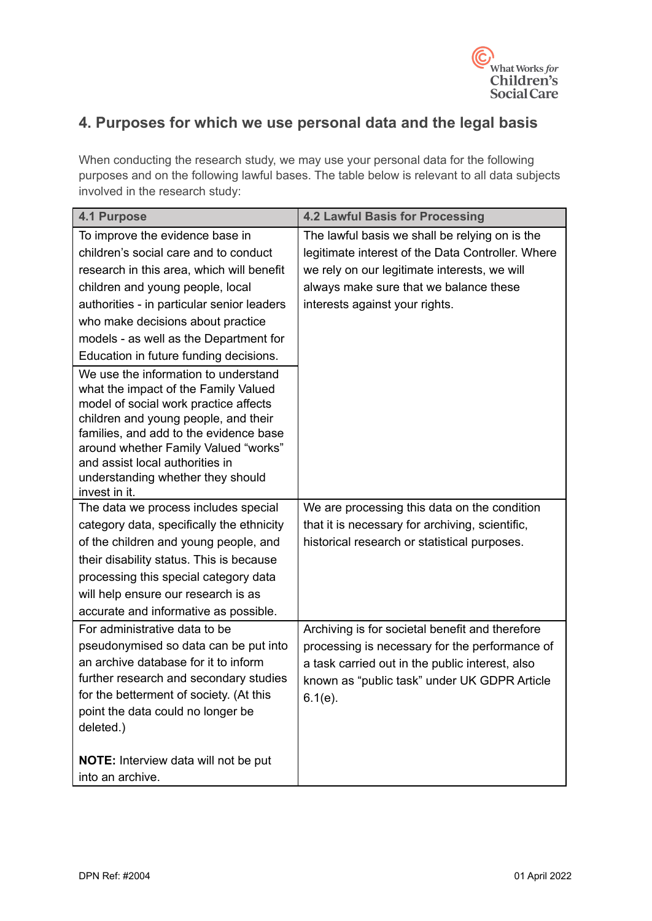## 4. Purposes for which we use personal data and the legal basis

When conducting the research study, we may use your personal data for the following purposes and on the following lawful bases. The table below is relevant to all data subjects involved in the research study:

| 4.1 Purpose | 4.2 Lawful Basis for Processing |
|---|---|
| To improve the evidence base in children's social care and to conduct research in this area, which will benefit children and young people, local authorities - in particular senior leaders who make decisions about practice models - as well as the Department for Education in future funding decisions. | The lawful basis we shall be relying on is the legitimate interest of the Data Controller. Where we rely on our legitimate interests, we will always make sure that we balance these interests against your rights. |
| We use the information to understand what the impact of the Family Valued model of social work practice affects children and young people, and their families, and add to the evidence base around whether Family Valued "works" and assist local authorities in understanding whether they should invest in it. | |
| The data we process includes special category data, specifically the ethnicity of the children and young people, and their disability status. This is because processing this special category data will help ensure our research is as accurate and informative as possible. | We are processing this data on the condition that it is necessary for archiving, scientific, historical research or statistical purposes. |
| For administrative data to be pseudonymised so data can be put into an archive database for it to inform further research and secondary studies for the betterment of society. (At this point the data could no longer be deleted.)<br><br>**NOTE:** Interview data will not be put into an archive. | Archiving is for societal benefit and therefore processing is necessary for the performance of a task carried out in the public interest, also known as "public task" under UK GDPR Article 6.1(e). |

DPN Ref: #2004 01 April 2022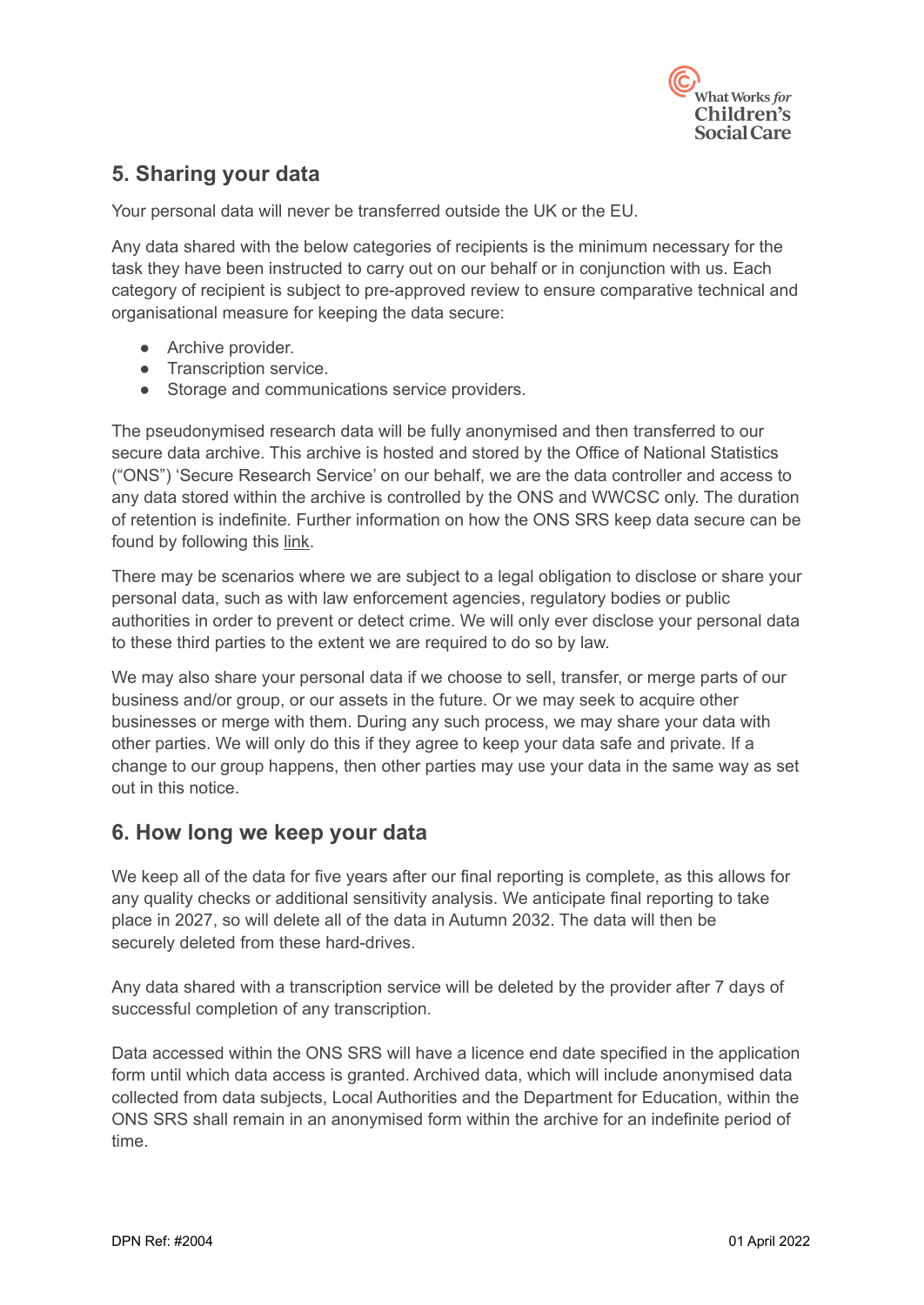## 5. Sharing your data

Your personal data will never be transferred outside the UK or the EU.

Any data shared with the below categories of recipients is the minimum necessary for the task they have been instructed to carry out on our behalf or in conjunction with us. Each category of recipient is subject to pre-approved review to ensure comparative technical and organisational measure for keeping the data secure:

- Archive provider.
- Transcription service.
- Storage and communications service providers.

The pseudonymised research data will be fully anonymised and then transferred to our secure data archive. This archive is hosted and stored by the Office of National Statistics ("ONS") 'Secure Research Service' on our behalf, we are the data controller and access to any data stored within the archive is controlled by the ONS and WWCSC only. The duration of retention is indefinite. Further information on how the ONS SRS keep data secure can be found by following this link.

There may be scenarios where we are subject to a legal obligation to disclose or share your personal data, such as with law enforcement agencies, regulatory bodies or public authorities in order to prevent or detect crime. We will only ever disclose your personal data to these third parties to the extent we are required to do so by law.

We may also share your personal data if we choose to sell, transfer, or merge parts of our business and/or group, or our assets in the future. Or we may seek to acquire other businesses or merge with them. During any such process, we may share your data with other parties. We will only do this if they agree to keep your data safe and private. If a change to our group happens, then other parties may use your data in the same way as set out in this notice.

## 6. How long we keep your data

We keep all of the data for five years after our final reporting is complete, as this allows for any quality checks or additional sensitivity analysis. We anticipate final reporting to take place in 2027, so will delete all of the data in Autumn 2032. The data will then be securely deleted from these hard-drives.

Any data shared with a transcription service will be deleted by the provider after 7 days of successful completion of any transcription.

Data accessed within the ONS SRS will have a licence end date specified in the application form until which data access is granted. Archived data, which will include anonymised data collected from data subjects, Local Authorities and the Department for Education, within the ONS SRS shall remain in an anonymised form within the archive for an indefinite period of time.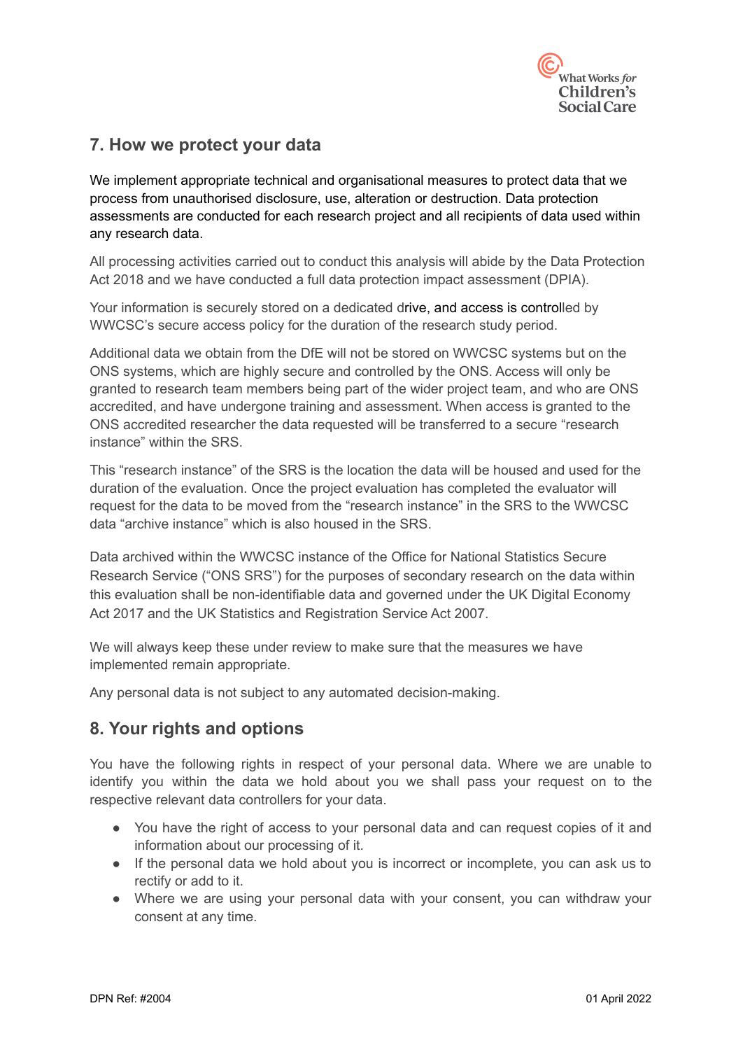## 7. How we protect your data

We implement appropriate technical and organisational measures to protect data that we process from unauthorised disclosure, use, alteration or destruction. Data protection assessments are conducted for each research project and all recipients of data used within any research data.

All processing activities carried out to conduct this analysis will abide by the Data Protection Act 2018 and we have conducted a full data protection impact assessment (DPIA).

Your information is securely stored on a dedicated drive, and access is controlled by WWCSC's secure access policy for the duration of the research study period.

Additional data we obtain from the DfE will not be stored on WWCSC systems but on the ONS systems, which are highly secure and controlled by the ONS. Access will only be granted to research team members being part of the wider project team, and who are ONS accredited, and have undergone training and assessment. When access is granted to the ONS accredited researcher the data requested will be transferred to a secure "research instance" within the SRS.

This "research instance" of the SRS is the location the data will be housed and used for the duration of the evaluation. Once the project evaluation has completed the evaluator will request for the data to be moved from the "research instance" in the SRS to the WWCSC data "archive instance" which is also housed in the SRS.

Data archived within the WWCSC instance of the Office for National Statistics Secure Research Service ("ONS SRS") for the purposes of secondary research on the data within this evaluation shall be non-identifiable data and governed under the UK Digital Economy Act 2017 and the UK Statistics and Registration Service Act 2007.

We will always keep these under review to make sure that the measures we have implemented remain appropriate.

Any personal data is not subject to any automated decision-making.

## 8. Your rights and options

You have the following rights in respect of your personal data. Where we are unable to identify you within the data we hold about you we shall pass your request on to the respective relevant data controllers for your data.

- You have the right of access to your personal data and can request copies of it and information about our processing of it.
- If the personal data we hold about you is incorrect or incomplete, you can ask us to rectify or add to it.
- Where we are using your personal data with your consent, you can withdraw your consent at any time.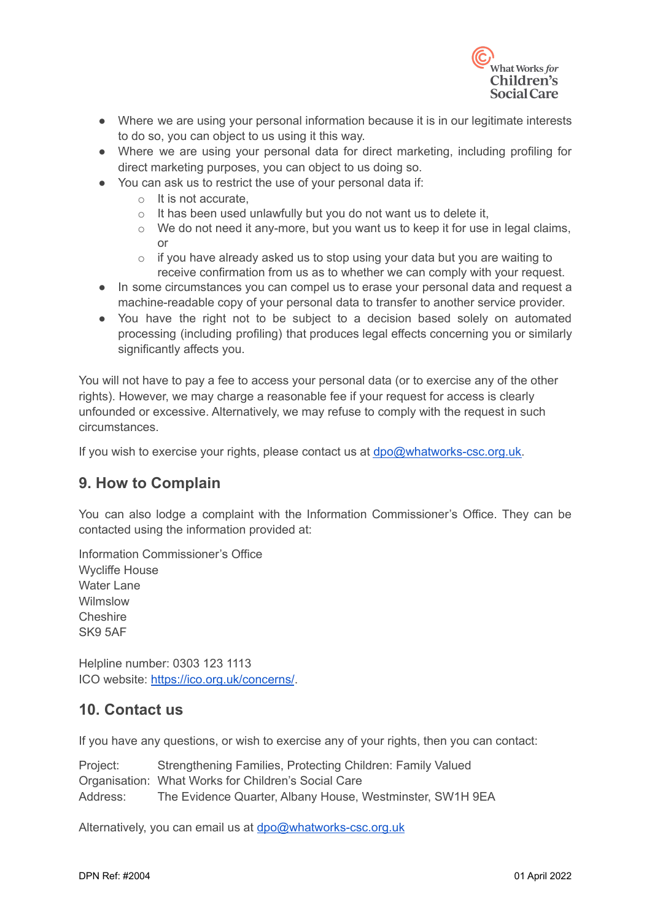- Where we are using your personal information because it is in our legitimate interests to do so, you can object to us using it this way.
- Where we are using your personal data for direct marketing, including profiling for direct marketing purposes, you can object to us doing so.
- You can ask us to restrict the use of your personal data if:
  - It is not accurate,
  - It has been used unlawfully but you do not want us to delete it,
  - We do not need it any-more, but you want us to keep it for use in legal claims, or
  - if you have already asked us to stop using your data but you are waiting to receive confirmation from us as to whether we can comply with your request.
- In some circumstances you can compel us to erase your personal data and request a machine-readable copy of your personal data to transfer to another service provider.
- You have the right not to be subject to a decision based solely on automated processing (including profiling) that produces legal effects concerning you or similarly significantly affects you.

You will not have to pay a fee to access your personal data (or to exercise any of the other rights). However, we may charge a reasonable fee if your request for access is clearly unfounded or excessive. Alternatively, we may refuse to comply with the request in such circumstances.

If you wish to exercise your rights, please contact us at dpo@whatworks-csc.org.uk.

## 9. How to Complain

You can also lodge a complaint with the Information Commissioner's Office. They can be contacted using the information provided at:

Information Commissioner's Office
Wycliffe House
Water Lane
Wilmslow
Cheshire
SK9 5AF

Helpline number: 0303 123 1113
ICO website: https://ico.org.uk/concerns/.

## 10. Contact us

If you have any questions, or wish to exercise any of your rights, then you can contact:

Project: Strengthening Families, Protecting Children: Family Valued
Organisation: What Works for Children's Social Care
Address: The Evidence Quarter, Albany House, Westminster, SW1H 9EA

Alternatively, you can email us at dpo@whatworks-csc.org.uk

DPN Ref: #2004 — 01 April 2022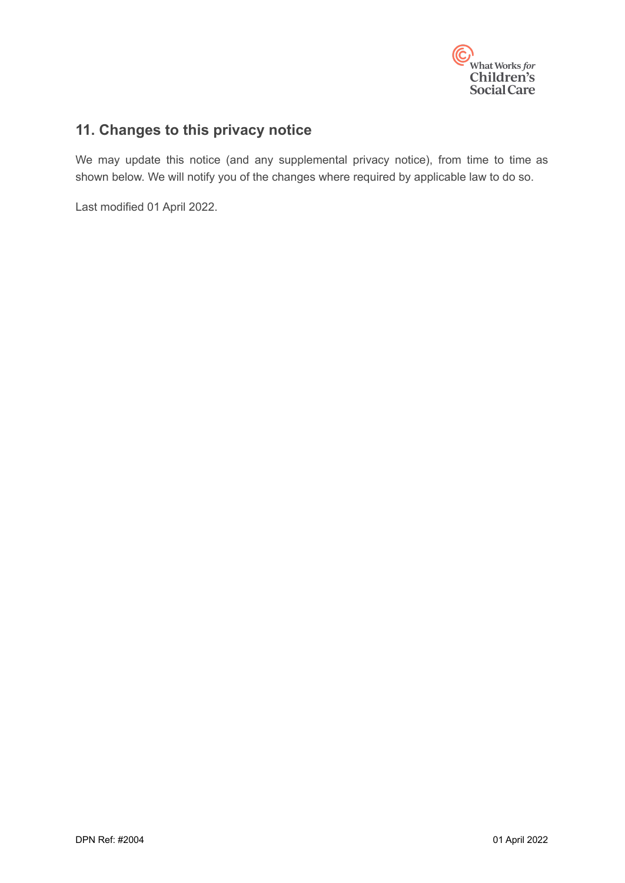## 11. Changes to this privacy notice

We may update this notice (and any supplemental privacy notice), from time to time as shown below. We will notify you of the changes where required by applicable law to do so.

Last modified 01 April 2022.